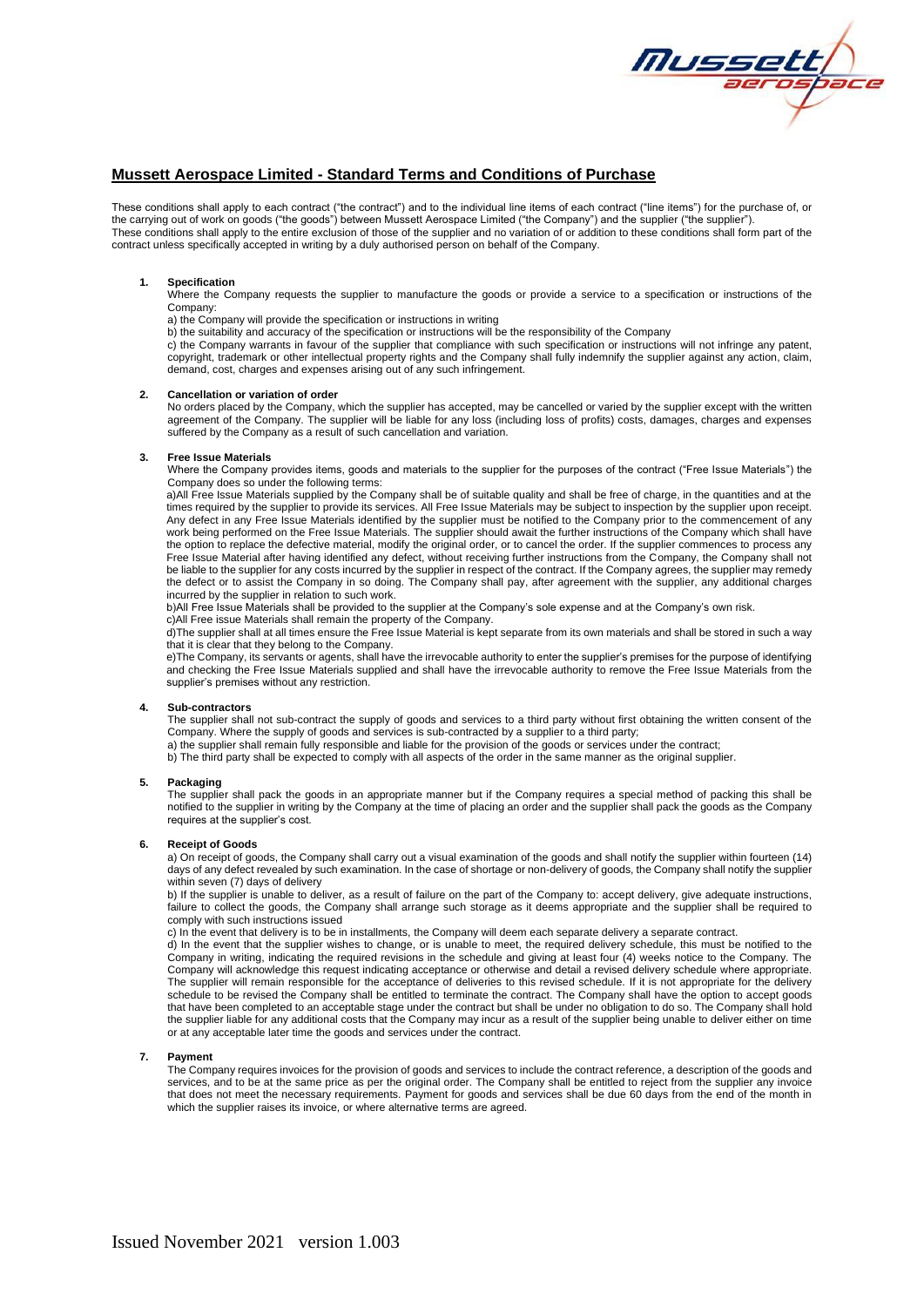## Mussett Aerospace Limited - Standard Terms and Conditions of Purchase

These conditions shall apply to each contract ("the contract") and to the individual line items of each contract ("line items") for the purchase of, or the carrying out of work on goods ("the goods") between Mussett Aerospace Limited ("the Company") and the supplier ("the supplier"). These conditions shall apply to the entire exclusion of those of the supplier and no variation of or addition to these conditions shall form part of the contract unless specifically accepted in writing by a duly authorised person on behalf of the Company.

**1. Specification**

Where the Company requests the supplier to manufacture the goods or provide a service to a specification or instructions of the Company:

a) the Company will provide the specification or instructions in writing

b) the suitability and accuracy of the specification or instructions will be the responsibility of the Company

c) the Company warrants in favour of the supplier that compliance with such specification or instructions will not infringe any patent, copyright, trademark or other intellectual property rights and the Company shall fully indemnify the supplier against any action, claim, demand, cost, charges and expenses arising out of any such infringement.

**2. Cancellation or variation of order**

No orders placed by the Company, which the supplier has accepted, may be cancelled or varied by the supplier except with the written agreement of the Company. The supplier will be liable for any loss (including loss of profits) costs, damages, charges and expenses suffered by the Company as a result of such cancellation and variation.

**3. Free Issue Materials**

Where the Company provides items, goods and materials to the supplier for the purposes of the contract ("Free Issue Materials") the Company does so under the following terms:

a)All Free Issue Materials supplied by the Company shall be of suitable quality and shall be free of charge, in the quantities and at the times required by the supplier to provide its services. All Free Issue Materials may be subject to inspection by the supplier upon receipt. Any defect in any Free Issue Materials identified by the supplier must be notified to the Company prior to the commencement of any work being performed on the Free Issue Materials. The supplier should await the further instructions of the Company which shall have the option to replace the defective material, modify the original order, or to cancel the order. If the supplier commences to process any Free Issue Material after having identified any defect, without receiving further instructions from the Company, the Company shall not be liable to the supplier for any costs incurred by the supplier in respect of the contract. If the Company agrees, the supplier may remedy the defect or to assist the Company in so doing. The Company shall pay, after agreement with the supplier, any additional charges incurred by the supplier in relation to such work.

b)All Free Issue Materials shall be provided to the supplier at the Company's sole expense and at the Company's own risk.

c)All Free issue Materials shall remain the property of the Company.

d)The supplier shall at all times ensure the Free Issue Material is kept separate from its own materials and shall be stored in such a way that it is clear that they belong to the Company.

e)The Company, its servants or agents, shall have the irrevocable authority to enter the supplier's premises for the purpose of identifying and checking the Free Issue Materials supplied and shall have the irrevocable authority to remove the Free Issue Materials from the supplier's premises without any restriction.

**4. Sub-contractors**

The supplier shall not sub-contract the supply of goods and services to a third party without first obtaining the written consent of the Company. Where the supply of goods and services is sub-contracted by a supplier to a third party;

a) the supplier shall remain fully responsible and liable for the provision of the goods or services under the contract;

b) The third party shall be expected to comply with all aspects of the order in the same manner as the original supplier.

**5. Packaging**

The supplier shall pack the goods in an appropriate manner but if the Company requires a special method of packing this shall be notified to the supplier in writing by the Company at the time of placing an order and the supplier shall pack the goods as the Company requires at the supplier's cost.

**6. Receipt of Goods**

a) On receipt of goods, the Company shall carry out a visual examination of the goods and shall notify the supplier within fourteen (14) days of any defect revealed by such examination. In the case of shortage or non-delivery of goods, the Company shall notify the supplier within seven (7) days of delivery

b) If the supplier is unable to deliver, as a result of failure on the part of the Company to: accept delivery, give adequate instructions, failure to collect the goods, the Company shall arrange such storage as it deems appropriate and the supplier shall be required to comply with such instructions issued

c) In the event that delivery is to be in installments, the Company will deem each separate delivery a separate contract.

d) In the event that the supplier wishes to change, or is unable to meet, the required delivery schedule, this must be notified to the Company in writing, indicating the required revisions in the schedule and giving at least four (4) weeks notice to the Company. The Company will acknowledge this request indicating acceptance or otherwise and detail a revised delivery schedule where appropriate. The supplier will remain responsible for the acceptance of deliveries to this revised schedule. If it is not appropriate for the delivery schedule to be revised the Company shall be entitled to terminate the contract. The Company shall have the option to accept goods that have been completed to an acceptable stage under the contract but shall be under no obligation to do so. The Company shall hold the supplier liable for any additional costs that the Company may incur as a result of the supplier being unable to deliver either on time or at any acceptable later time the goods and services under the contract.

**7. Payment**

The Company requires invoices for the provision of goods and services to include the contract reference, a description of the goods and services, and to be at the same price as per the original order. The Company shall be entitled to reject from the supplier any invoice that does not meet the necessary requirements. Payment for goods and services shall be due 60 days from the end of the month in which the supplier raises its invoice, or where alternative terms are agreed.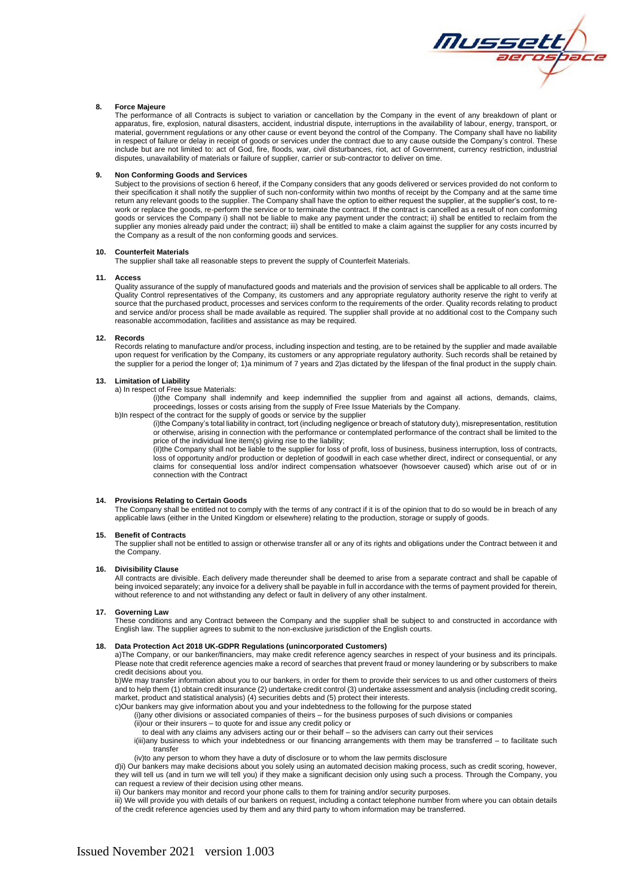**8. Force Majeure**

The performance of all Contracts is subject to variation or cancellation by the Company in the event of any breakdown of plant or apparatus, fire, explosion, natural disasters, accident, industrial dispute, interruptions in the availability of labour, energy, transport, or material, government regulations or any other cause or event beyond the control of the Company. The Company shall have no liability in respect of failure or delay in receipt of goods or services under the contract due to any cause outside the Company's control. These include but are not limited to: act of God, fire, floods, war, civil disturbances, riot, act of Government, currency restriction, industrial disputes, unavailability of materials or failure of supplier, carrier or sub-contractor to deliver on time.

**9. Non Conforming Goods and Services**

Subject to the provisions of section 6 hereof, if the Company considers that any goods delivered or services provided do not conform to their specification it shall notify the supplier of such non-conformity within two months of receipt by the Company and at the same time return any relevant goods to the supplier. The Company shall have the option to either request the supplier, at the supplier's cost, to re-work or replace the goods, re-perform the service or to terminate the contract. If the contract is cancelled as a result of non conforming goods or services the Company i) shall not be liable to make any payment under the contract; ii) shall be entitled to reclaim from the supplier any monies already paid under the contract; iii) shall be entitled to make a claim against the supplier for any costs incurred by the Company as a result of the non conforming goods and services.

**10. Counterfeit Materials**

The supplier shall take all reasonable steps to prevent the supply of Counterfeit Materials.

**11. Access**

Quality assurance of the supply of manufactured goods and materials and the provision of services shall be applicable to all orders. The Quality Control representatives of the Company, its customers and any appropriate regulatory authority reserve the right to verify at source that the purchased product, processes and services conform to the requirements of the order. Quality records relating to product and service and/or process shall be made available as required. The supplier shall provide at no additional cost to the Company such reasonable accommodation, facilities and assistance as may be required.

**12. Records**

Records relating to manufacture and/or process, including inspection and testing, are to be retained by the supplier and made available upon request for verification by the Company, its customers or any appropriate regulatory authority. Such records shall be retained by the supplier for a period the longer of; 1)a minimum of 7 years and 2)as dictated by the lifespan of the final product in the supply chain.

**13. Limitation of Liability**

a) In respect of Free Issue Materials:

(i)the Company shall indemnify and keep indemnified the supplier from and against all actions, demands, claims, proceedings, losses or costs arising from the supply of Free Issue Materials by the Company.

b)In respect of the contract for the supply of goods or service by the supplier

(i)the Company's total liability in contract, tort (including negligence or breach of statutory duty), misrepresentation, restitution or otherwise, arising in connection with the performance or contemplated performance of the contract shall be limited to the price of the individual line item(s) giving rise to the liability;

(ii)the Company shall not be liable to the supplier for loss of profit, loss of business, business interruption, loss of contracts, loss of opportunity and/or production or depletion of goodwill in each case whether direct, indirect or consequential, or any claims for consequential loss and/or indirect compensation whatsoever (howsoever caused) which arise out of or in connection with the Contract

**14. Provisions Relating to Certain Goods**

The Company shall be entitled not to comply with the terms of any contract if it is of the opinion that to do so would be in breach of any applicable laws (either in the United Kingdom or elsewhere) relating to the production, storage or supply of goods.

**15. Benefit of Contracts**

The supplier shall not be entitled to assign or otherwise transfer all or any of its rights and obligations under the Contract between it and the Company.

**16. Divisibility Clause**

All contracts are divisible. Each delivery made thereunder shall be deemed to arise from a separate contract and shall be capable of being invoiced separately; any invoice for a delivery shall be payable in full in accordance with the terms of payment provided for therein, without reference to and not withstanding any defect or fault in delivery of any other instalment.

**17. Governing Law**

These conditions and any Contract between the Company and the supplier shall be subject to and constructed in accordance with English law. The supplier agrees to submit to the non-exclusive jurisdiction of the English courts.

**18. Data Protection Act 2018 UK-GDPR Regulations (unincorporated Customers)**

a)The Company, or our banker/financiers, may make credit reference agency searches in respect of your business and its principals. Please note that credit reference agencies make a record of searches that prevent fraud or money laundering or by subscribers to make credit decisions about you.

b)We may transfer information about you to our bankers, in order for them to provide their services to us and other customers of theirs and to help them (1) obtain credit insurance (2) undertake credit control (3) undertake assessment and analysis (including credit scoring, market, product and statistical analysis) (4) securities debts and (5) protect their interests.

c)Our bankers may give information about you and your indebtedness to the following for the purpose stated

(i)any other divisions or associated companies of theirs – for the business purposes of such divisions or companies

(ii)our or their insurers – to quote for and issue any credit policy or

to deal with any claims any advisers acting our or their behalf – so the advisers can carry out their services

i(iii)any business to which your indebtedness or our financing arrangements with them may be transferred – to facilitate such transfer

(iv)to any person to whom they have a duty of disclosure or to whom the law permits disclosure

d)i) Our bankers may make decisions about you solely using an automated decision making process, such as credit scoring, however, they will tell us (and in turn we will tell you) if they make a significant decision only using such a process. Through the Company, you can request a review of their decision using other means.

ii) Our bankers may monitor and record your phone calls to them for training and/or security purposes.

iii) We will provide you with details of our bankers on request, including a contact telephone number from where you can obtain details of the credit reference agencies used by them and any third party to whom information may be transferred.

Issued November 2021 version 1.003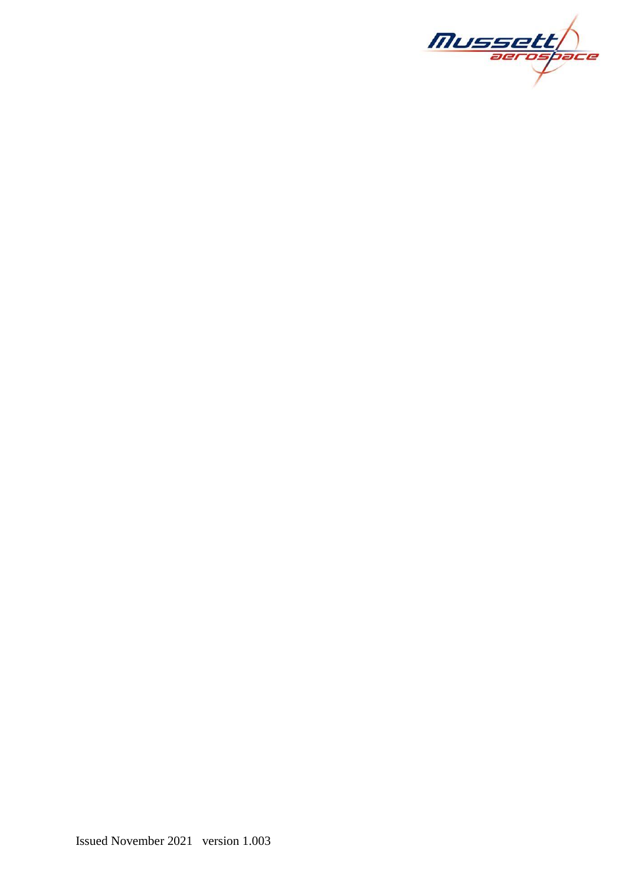Issued November 2021 version 1.003